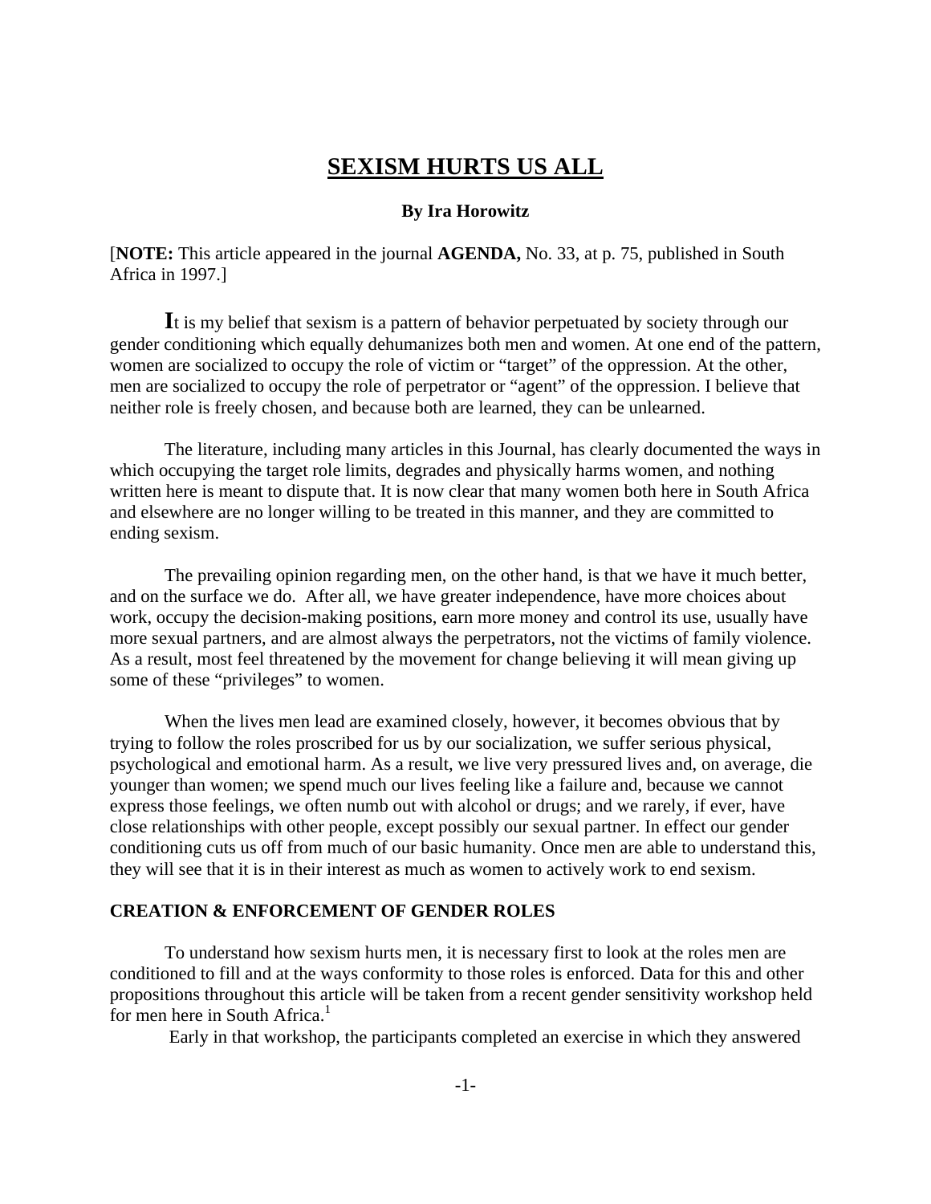# SEXISM HURTS US ALL

**By Ira Horowitz**

[**NOTE:** This article appeared in the journal **AGENDA,** No. 33, at p. 75, published in South Africa in 1997.]

It is my belief that sexism is a pattern of behavior perpetuated by society through our gender conditioning which equally dehumanizes both men and women. At one end of the pattern, women are socialized to occupy the role of victim or "target" of the oppression. At the other, men are socialized to occupy the role of perpetrator or "agent" of the oppression. I believe that neither role is freely chosen, and because both are learned, they can be unlearned.

The literature, including many articles in this Journal, has clearly documented the ways in which occupying the target role limits, degrades and physically harms women, and nothing written here is meant to dispute that. It is now clear that many women both here in South Africa and elsewhere are no longer willing to be treated in this manner, and they are committed to ending sexism.

The prevailing opinion regarding men, on the other hand, is that we have it much better, and on the surface we do. After all, we have greater independence, have more choices about work, occupy the decision-making positions, earn more money and control its use, usually have more sexual partners, and are almost always the perpetrators, not the victims of family violence. As a result, most feel threatened by the movement for change believing it will mean giving up some of these "privileges" to women.

When the lives men lead are examined closely, however, it becomes obvious that by trying to follow the roles proscribed for us by our socialization, we suffer serious physical, psychological and emotional harm. As a result, we live very pressured lives and, on average, die younger than women; we spend much our lives feeling like a failure and, because we cannot express those feelings, we often numb out with alcohol or drugs; and we rarely, if ever, have close relationships with other people, except possibly our sexual partner. In effect our gender conditioning cuts us off from much of our basic humanity. Once men are able to understand this, they will see that it is in their interest as much as women to actively work to end sexism.

## CREATION & ENFORCEMENT OF GENDER ROLES

To understand how sexism hurts men, it is necessary first to look at the roles men are conditioned to fill and at the ways conformity to those roles is enforced. Data for this and other propositions throughout this article will be taken from a recent gender sensitivity workshop held for men here in South Africa.[1]

Early in that workshop, the participants completed an exercise in which they answered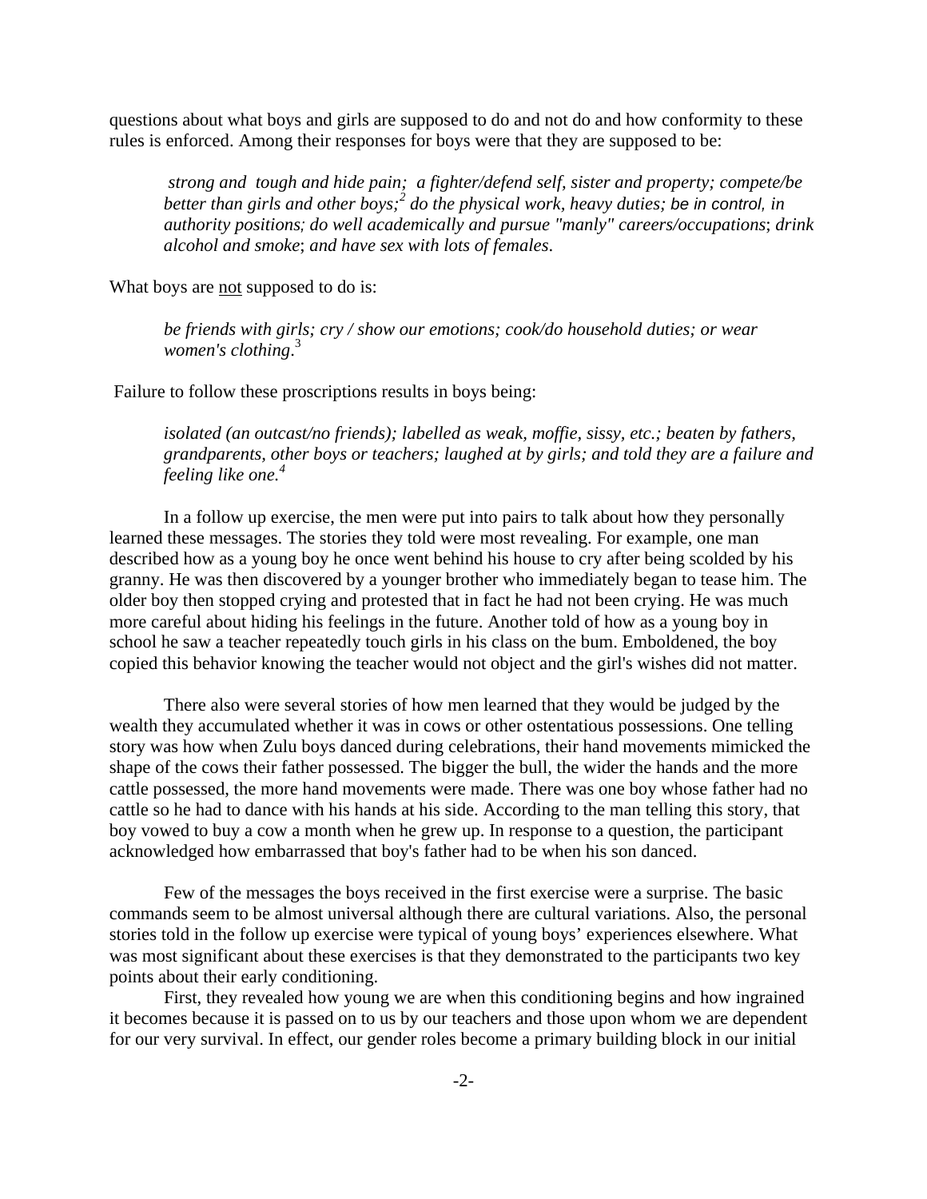questions about what boys and girls are supposed to do and not do and how conformity to these rules is enforced. Among their responses for boys were that they are supposed to be:

> *strong and tough and hide pain; a fighter/defend self, sister and property; compete/be better than girls and other boys;*[2] *do the physical work, heavy duties; be in control, in authority positions; do well academically and pursue "manly" careers/occupations*; *drink alcohol and smoke*; *and have sex with lots of females*.

What boys are not supposed to do is:

> *be friends with girls; cry / show our emotions; cook/do household duties; or wear women's clothing*.[3]

Failure to follow these proscriptions results in boys being:

> *isolated (an outcast/no friends); labelled as weak, moffie, sissy, etc.; beaten by fathers, grandparents, other boys or teachers; laughed at by girls; and told they are a failure and feeling like one.*[4]

In a follow up exercise, the men were put into pairs to talk about how they personally learned these messages. The stories they told were most revealing. For example, one man described how as a young boy he once went behind his house to cry after being scolded by his granny. He was then discovered by a younger brother who immediately began to tease him. The older boy then stopped crying and protested that in fact he had not been crying. He was much more careful about hiding his feelings in the future. Another told of how as a young boy in school he saw a teacher repeatedly touch girls in his class on the bum. Emboldened, the boy copied this behavior knowing the teacher would not object and the girl's wishes did not matter.

There also were several stories of how men learned that they would be judged by the wealth they accumulated whether it was in cows or other ostentatious possessions. One telling story was how when Zulu boys danced during celebrations, their hand movements mimicked the shape of the cows their father possessed. The bigger the bull, the wider the hands and the more cattle possessed, the more hand movements were made. There was one boy whose father had no cattle so he had to dance with his hands at his side. According to the man telling this story, that boy vowed to buy a cow a month when he grew up. In response to a question, the participant acknowledged how embarrassed that boy's father had to be when his son danced.

Few of the messages the boys received in the first exercise were a surprise. The basic commands seem to be almost universal although there are cultural variations. Also, the personal stories told in the follow up exercise were typical of young boys' experiences elsewhere. What was most significant about these exercises is that they demonstrated to the participants two key points about their early conditioning.

First, they revealed how young we are when this conditioning begins and how ingrained it becomes because it is passed on to us by our teachers and those upon whom we are dependent for our very survival. In effect, our gender roles become a primary building block in our initial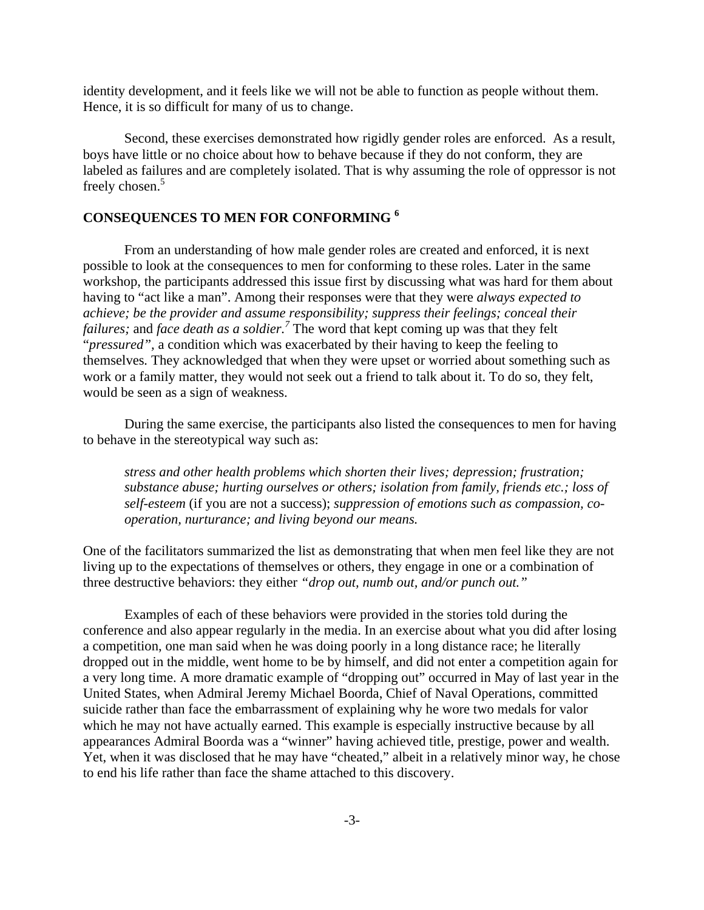identity development, and it feels like we will not be able to function as people without them. Hence, it is so difficult for many of us to change.

Second, these exercises demonstrated how rigidly gender roles are enforced. As a result, boys have little or no choice about how to behave because if they do not conform, they are labeled as failures and are completely isolated. That is why assuming the role of oppressor is not freely chosen.[5]

## CONSEQUENCES TO MEN FOR CONFORMING [6]

From an understanding of how male gender roles are created and enforced, it is next possible to look at the consequences to men for conforming to these roles. Later in the same workshop, the participants addressed this issue first by discussing what was hard for them about having to "act like a man". Among their responses were that they were *always expected to achieve; be the provider and assume responsibility; suppress their feelings; conceal their failures;* and *face death as a soldier.*[7] The word that kept coming up was that they felt "*pressured"*, a condition which was exacerbated by their having to keep the feeling to themselves. They acknowledged that when they were upset or worried about something such as work or a family matter, they would not seek out a friend to talk about it. To do so, they felt, would be seen as a sign of weakness.

During the same exercise, the participants also listed the consequences to men for having to behave in the stereotypical way such as:

> *stress and other health problems which shorten their lives; depression; frustration; substance abuse; hurting ourselves or others; isolation from family, friends etc.; loss of self-esteem* (if you are not a success); *suppression of emotions such as compassion, co-operation, nurturance; and living beyond our means.*

One of the facilitators summarized the list as demonstrating that when men feel like they are not living up to the expectations of themselves or others, they engage in one or a combination of three destructive behaviors: they either *"drop out, numb out, and/or punch out."*

Examples of each of these behaviors were provided in the stories told during the conference and also appear regularly in the media. In an exercise about what you did after losing a competition, one man said when he was doing poorly in a long distance race; he literally dropped out in the middle, went home to be by himself, and did not enter a competition again for a very long time. A more dramatic example of "dropping out" occurred in May of last year in the United States, when Admiral Jeremy Michael Boorda, Chief of Naval Operations, committed suicide rather than face the embarrassment of explaining why he wore two medals for valor which he may not have actually earned. This example is especially instructive because by all appearances Admiral Boorda was a "winner" having achieved title, prestige, power and wealth. Yet, when it was disclosed that he may have "cheated," albeit in a relatively minor way, he chose to end his life rather than face the shame attached to this discovery.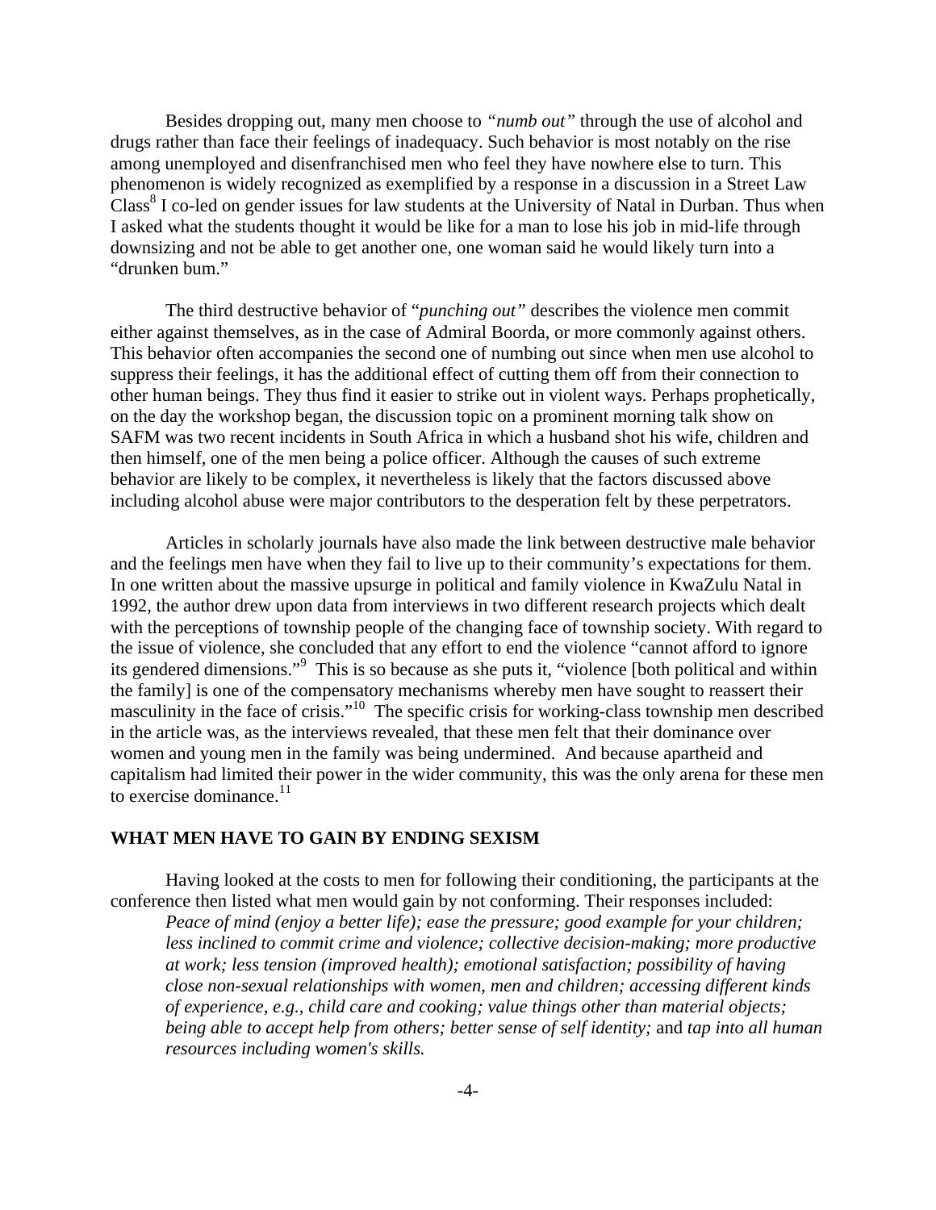Besides dropping out, many men choose to *"numb out"* through the use of alcohol and drugs rather than face their feelings of inadequacy. Such behavior is most notably on the rise among unemployed and disenfranchised men who feel they have nowhere else to turn. This phenomenon is widely recognized as exemplified by a response in a discussion in a Street Law Class[8] I co-led on gender issues for law students at the University of Natal in Durban. Thus when I asked what the students thought it would be like for a man to lose his job in mid-life through downsizing and not be able to get another one, one woman said he would likely turn into a "drunken bum."

The third destructive behavior of "*punching out"* describes the violence men commit either against themselves, as in the case of Admiral Boorda, or more commonly against others. This behavior often accompanies the second one of numbing out since when men use alcohol to suppress their feelings, it has the additional effect of cutting them off from their connection to other human beings. They thus find it easier to strike out in violent ways. Perhaps prophetically, on the day the workshop began, the discussion topic on a prominent morning talk show on SAFM was two recent incidents in South Africa in which a husband shot his wife, children and then himself, one of the men being a police officer. Although the causes of such extreme behavior are likely to be complex, it nevertheless is likely that the factors discussed above including alcohol abuse were major contributors to the desperation felt by these perpetrators.

Articles in scholarly journals have also made the link between destructive male behavior and the feelings men have when they fail to live up to their community's expectations for them. In one written about the massive upsurge in political and family violence in KwaZulu Natal in 1992, the author drew upon data from interviews in two different research projects which dealt with the perceptions of township people of the changing face of township society. With regard to the issue of violence, she concluded that any effort to end the violence "cannot afford to ignore its gendered dimensions."[9] This is so because as she puts it, "violence [both political and within the family] is one of the compensatory mechanisms whereby men have sought to reassert their masculinity in the face of crisis."[10] The specific crisis for working-class township men described in the article was, as the interviews revealed, that these men felt that their dominance over women and young men in the family was being undermined. And because apartheid and capitalism had limited their power in the wider community, this was the only arena for these men to exercise dominance.[11]

## WHAT MEN HAVE TO GAIN BY ENDING SEXISM

Having looked at the costs to men for following their conditioning, the participants at the conference then listed what men would gain by not conforming. Their responses included:

> *Peace of mind (enjoy a better life); ease the pressure; good example for your children; less inclined to commit crime and violence; collective decision-making; more productive at work; less tension (improved health); emotional satisfaction; possibility of having close non-sexual relationships with women, men and children; accessing different kinds of experience, e.g., child care and cooking; value things other than material objects; being able to accept help from others; better sense of self identity;* and *tap into all human resources including women's skills.*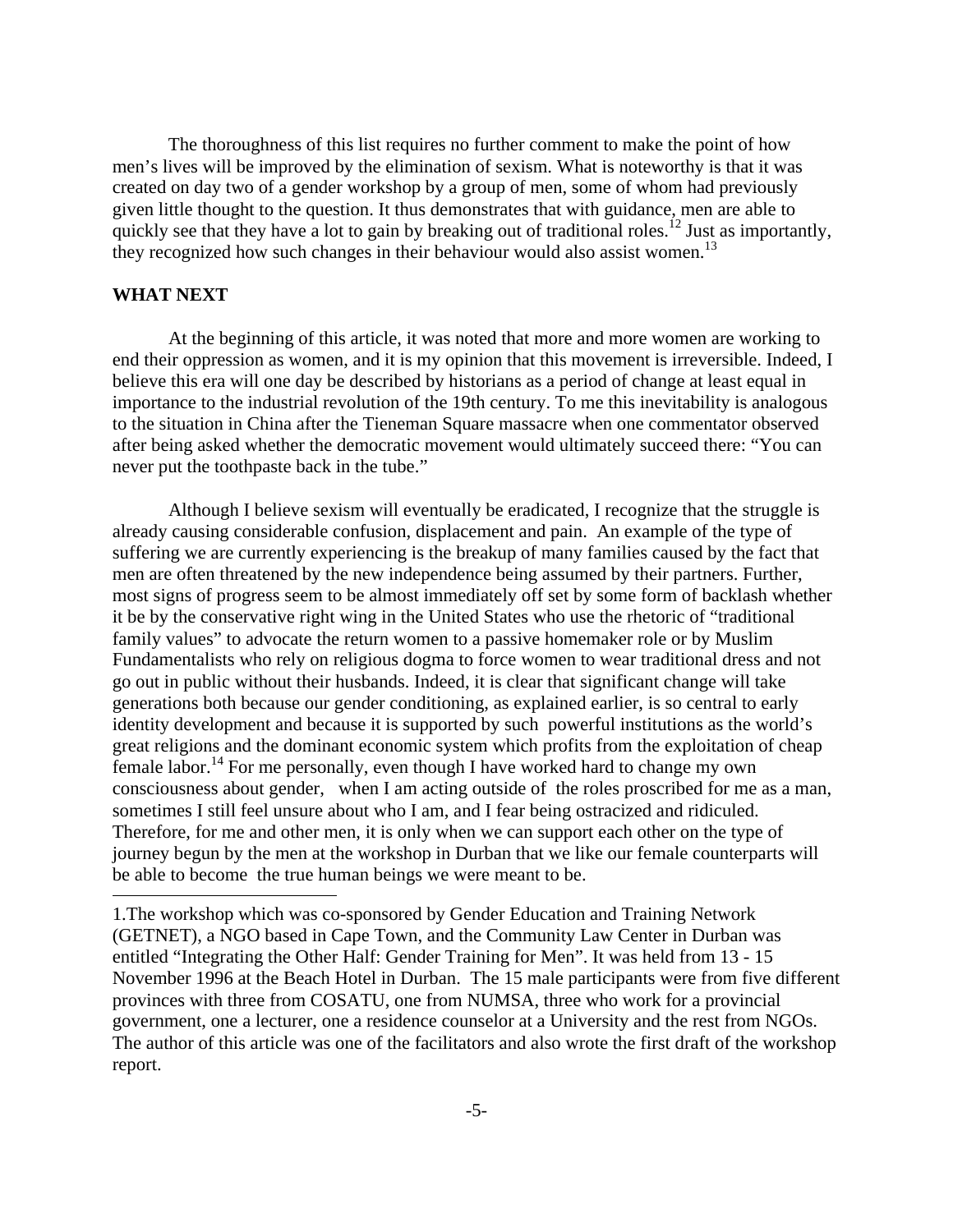The thoroughness of this list requires no further comment to make the point of how men's lives will be improved by the elimination of sexism. What is noteworthy is that it was created on day two of a gender workshop by a group of men, some of whom had previously given little thought to the question. It thus demonstrates that with guidance, men are able to quickly see that they have a lot to gain by breaking out of traditional roles.[12] Just as importantly, they recognized how such changes in their behaviour would also assist women.[13]

## WHAT NEXT

At the beginning of this article, it was noted that more and more women are working to end their oppression as women, and it is my opinion that this movement is irreversible. Indeed, I believe this era will one day be described by historians as a period of change at least equal in importance to the industrial revolution of the 19th century. To me this inevitability is analogous to the situation in China after the Tieneman Square massacre when one commentator observed after being asked whether the democratic movement would ultimately succeed there: "You can never put the toothpaste back in the tube."

Although I believe sexism will eventually be eradicated, I recognize that the struggle is already causing considerable confusion, displacement and pain. An example of the type of suffering we are currently experiencing is the breakup of many families caused by the fact that men are often threatened by the new independence being assumed by their partners. Further, most signs of progress seem to be almost immediately off set by some form of backlash whether it be by the conservative right wing in the United States who use the rhetoric of "traditional family values" to advocate the return women to a passive homemaker role or by Muslim Fundamentalists who rely on religious dogma to force women to wear traditional dress and not go out in public without their husbands. Indeed, it is clear that significant change will take generations both because our gender conditioning, as explained earlier, is so central to early identity development and because it is supported by such powerful institutions as the world's great religions and the dominant economic system which profits from the exploitation of cheap female labor.[14] For me personally, even though I have worked hard to change my own consciousness about gender, when I am acting outside of the roles proscribed for me as a man, sometimes I still feel unsure about who I am, and I fear being ostracized and ridiculed. Therefore, for me and other men, it is only when we can support each other on the type of journey begun by the men at the workshop in Durban that we like our female counterparts will be able to become the true human beings we were meant to be.

---

1.The workshop which was co-sponsored by Gender Education and Training Network (GETNET), a NGO based in Cape Town, and the Community Law Center in Durban was entitled "Integrating the Other Half: Gender Training for Men". It was held from 13 - 15 November 1996 at the Beach Hotel in Durban. The 15 male participants were from five different provinces with three from COSATU, one from NUMSA, three who work for a provincial government, one a lecturer, one a residence counselor at a University and the rest from NGOs. The author of this article was one of the facilitators and also wrote the first draft of the workshop report.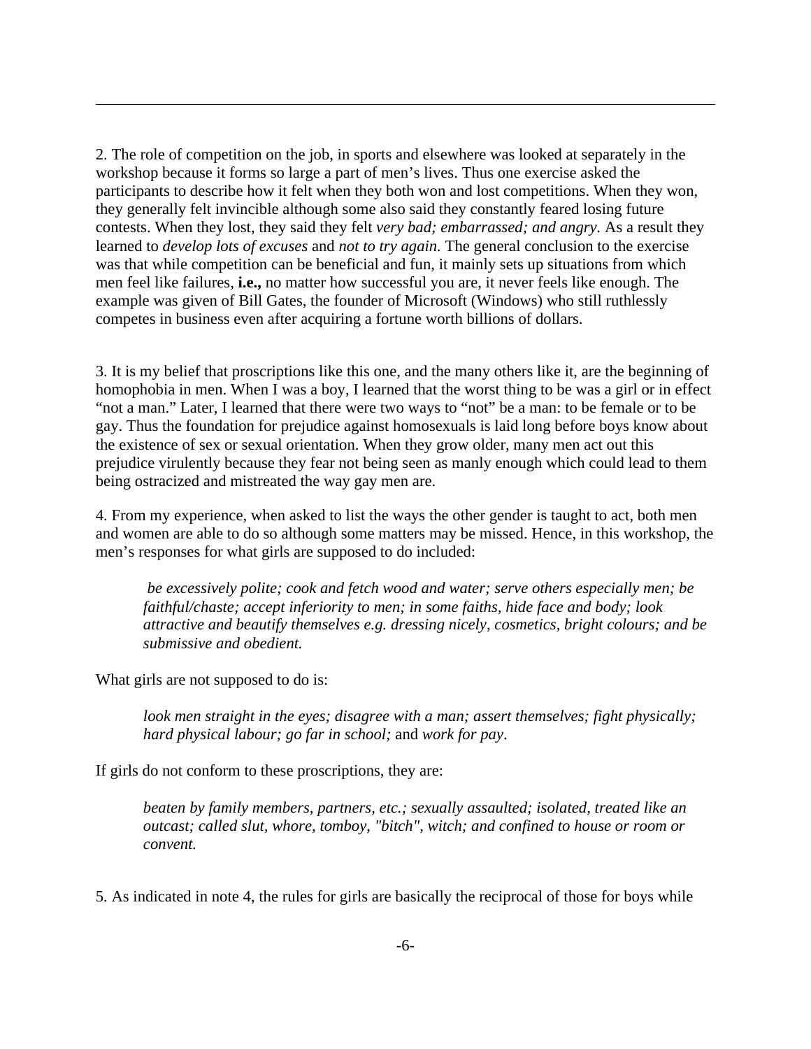---

2. The role of competition on the job, in sports and elsewhere was looked at separately in the workshop because it forms so large a part of men's lives. Thus one exercise asked the participants to describe how it felt when they both won and lost competitions. When they won, they generally felt invincible although some also said they constantly feared losing future contests. When they lost, they said they felt *very bad; embarrassed; and angry.* As a result they learned to *develop lots of excuses* and *not to try again.* The general conclusion to the exercise was that while competition can be beneficial and fun, it mainly sets up situations from which men feel like failures, **i.e.,** no matter how successful you are, it never feels like enough. The example was given of Bill Gates, the founder of Microsoft (Windows) who still ruthlessly competes in business even after acquiring a fortune worth billions of dollars.

3. It is my belief that proscriptions like this one, and the many others like it, are the beginning of homophobia in men. When I was a boy, I learned that the worst thing to be was a girl or in effect "not a man." Later, I learned that there were two ways to "not" be a man: to be female or to be gay. Thus the foundation for prejudice against homosexuals is laid long before boys know about the existence of sex or sexual orientation. When they grow older, many men act out this prejudice virulently because they fear not being seen as manly enough which could lead to them being ostracized and mistreated the way gay men are.

4. From my experience, when asked to list the ways the other gender is taught to act, both men and women are able to do so although some matters may be missed. Hence, in this workshop, the men's responses for what girls are supposed to do included:

> *be excessively polite; cook and fetch wood and water; serve others especially men; be faithful/chaste; accept inferiority to men; in some faiths, hide face and body; look attractive and beautify themselves e.g. dressing nicely, cosmetics, bright colours; and be submissive and obedient.*

What girls are not supposed to do is:

> *look men straight in the eyes; disagree with a man; assert themselves; fight physically; hard physical labour; go far in school;* and *work for pay*.

If girls do not conform to these proscriptions, they are:

> *beaten by family members, partners, etc.; sexually assaulted; isolated, treated like an outcast; called slut, whore, tomboy, "bitch", witch; and confined to house or room or convent.*

5. As indicated in note 4, the rules for girls are basically the reciprocal of those for boys while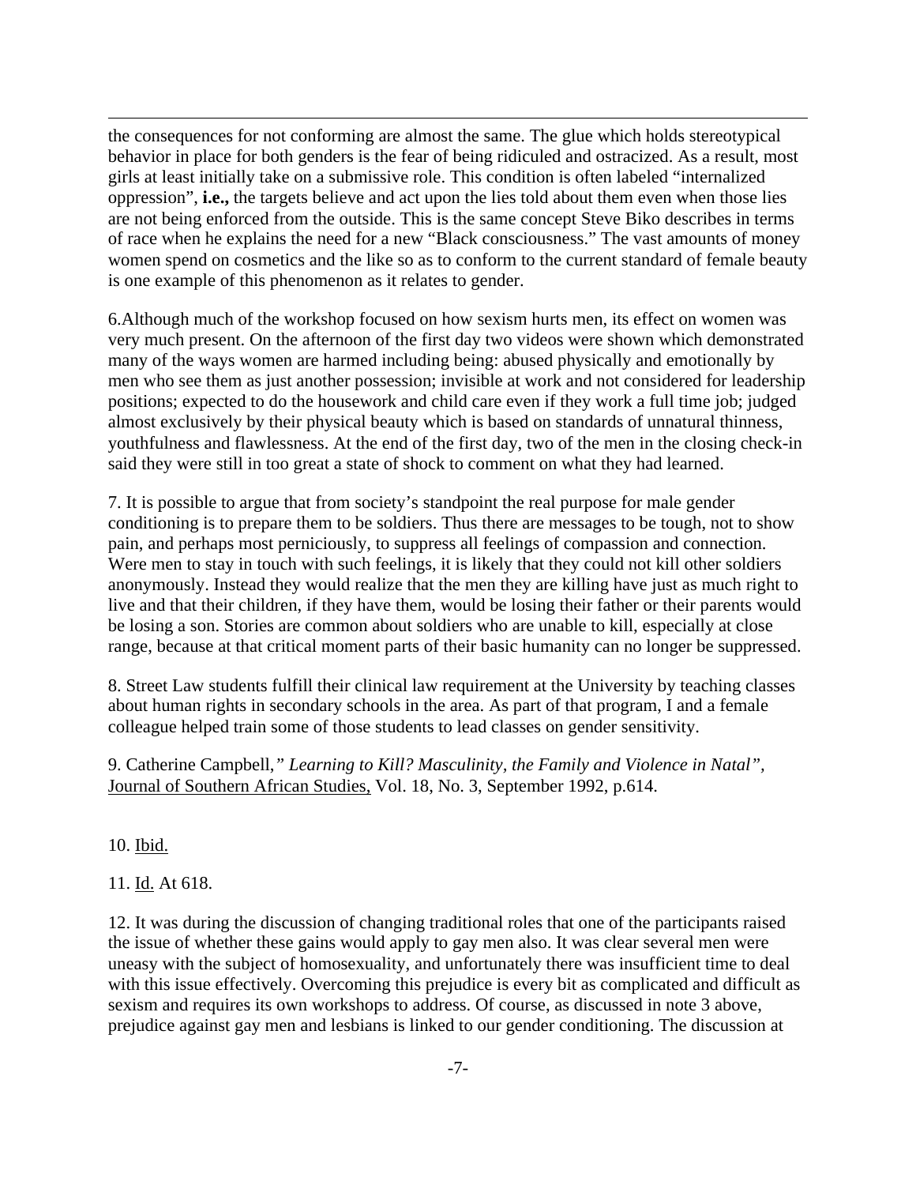the consequences for not conforming are almost the same. The glue which holds stereotypical behavior in place for both genders is the fear of being ridiculed and ostracized. As a result, most girls at least initially take on a submissive role. This condition is often labeled "internalized oppression", **i.e.,** the targets believe and act upon the lies told about them even when those lies are not being enforced from the outside. This is the same concept Steve Biko describes in terms of race when he explains the need for a new "Black consciousness." The vast amounts of money women spend on cosmetics and the like so as to conform to the current standard of female beauty is one example of this phenomenon as it relates to gender.

6.Although much of the workshop focused on how sexism hurts men, its effect on women was very much present. On the afternoon of the first day two videos were shown which demonstrated many of the ways women are harmed including being: abused physically and emotionally by men who see them as just another possession; invisible at work and not considered for leadership positions; expected to do the housework and child care even if they work a full time job; judged almost exclusively by their physical beauty which is based on standards of unnatural thinness, youthfulness and flawlessness. At the end of the first day, two of the men in the closing check-in said they were still in too great a state of shock to comment on what they had learned.

7. It is possible to argue that from society's standpoint the real purpose for male gender conditioning is to prepare them to be soldiers. Thus there are messages to be tough, not to show pain, and perhaps most perniciously, to suppress all feelings of compassion and connection. Were men to stay in touch with such feelings, it is likely that they could not kill other soldiers anonymously. Instead they would realize that the men they are killing have just as much right to live and that their children, if they have them, would be losing their father or their parents would be losing a son. Stories are common about soldiers who are unable to kill, especially at close range, because at that critical moment parts of their basic humanity can no longer be suppressed.

8. Street Law students fulfill their clinical law requirement at the University by teaching classes about human rights in secondary schools in the area. As part of that program, I and a female colleague helped train some of those students to lead classes on gender sensitivity.

9. Catherine Campbell,*" Learning to Kill? Masculinity, the Family and Violence in Natal",* Journal of Southern African Studies, Vol. 18, No. 3, September 1992, p.614.

10. Ibid.

11. Id. At 618.

12. It was during the discussion of changing traditional roles that one of the participants raised the issue of whether these gains would apply to gay men also. It was clear several men were uneasy with the subject of homosexuality, and unfortunately there was insufficient time to deal with this issue effectively. Overcoming this prejudice is every bit as complicated and difficult as sexism and requires its own workshops to address. Of course, as discussed in note 3 above, prejudice against gay men and lesbians is linked to our gender conditioning. The discussion at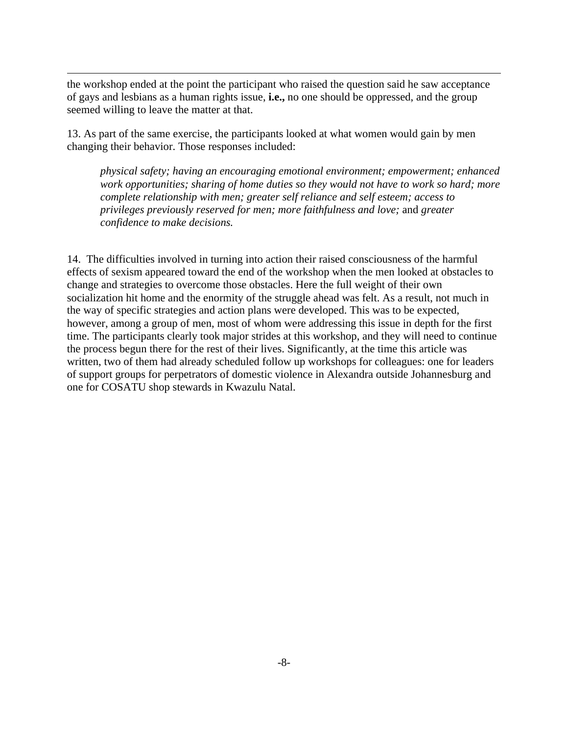the workshop ended at the point the participant who raised the question said he saw acceptance of gays and lesbians as a human rights issue, **i.e.,** no one should be oppressed, and the group seemed willing to leave the matter at that.

13. As part of the same exercise, the participants looked at what women would gain by men changing their behavior. Those responses included:

> *physical safety; having an encouraging emotional environment; empowerment; enhanced work opportunities; sharing of home duties so they would not have to work so hard; more complete relationship with men; greater self reliance and self esteem; access to privileges previously reserved for men; more faithfulness and love;* and *greater confidence to make decisions.*

14. The difficulties involved in turning into action their raised consciousness of the harmful effects of sexism appeared toward the end of the workshop when the men looked at obstacles to change and strategies to overcome those obstacles. Here the full weight of their own socialization hit home and the enormity of the struggle ahead was felt. As a result, not much in the way of specific strategies and action plans were developed. This was to be expected, however, among a group of men, most of whom were addressing this issue in depth for the first time. The participants clearly took major strides at this workshop, and they will need to continue the process begun there for the rest of their lives. Significantly, at the time this article was written, two of them had already scheduled follow up workshops for colleagues: one for leaders of support groups for perpetrators of domestic violence in Alexandra outside Johannesburg and one for COSATU shop stewards in Kwazulu Natal.